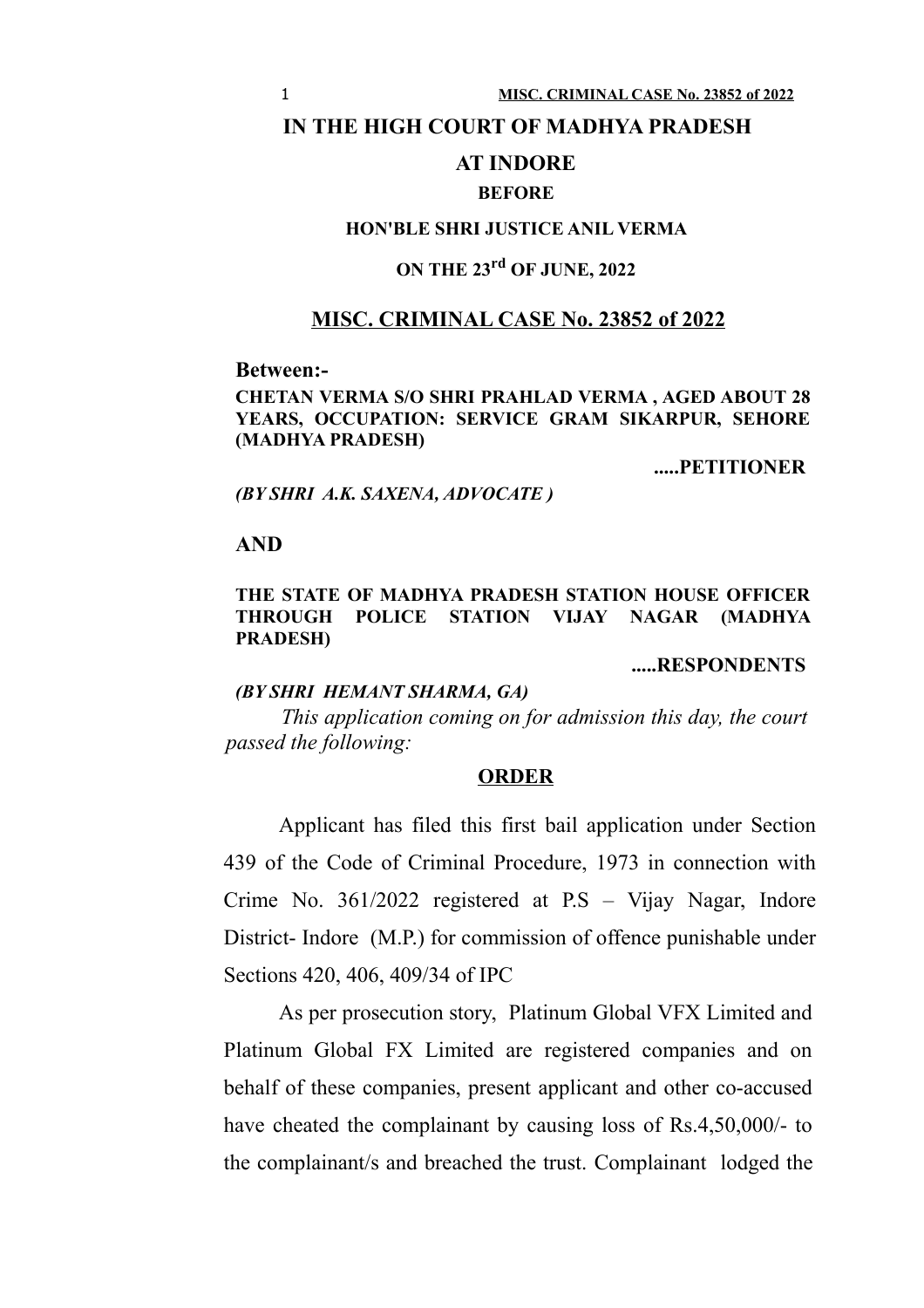# IN THE HIGH COURT OF MADHYA PRADESH

# AT INDORE

**BEFORE**

**HON'BLE SHRI JUSTICE ANIL VERMA**

**ON THE 23rd OF JUNE, 2022**

## MISC. CRIMINAL CASE No. 23852 of 2022

**Between:-**

**CHETAN VERMA S/O SHRI PRAHLAD VERMA , AGED ABOUT 28 YEARS, OCCUPATION: SERVICE GRAM SIKARPUR, SEHORE (MADHYA PRADESH)**

**.....PETITIONER**

***(BY SHRI A.K. SAXENA, ADVOCATE )***

**AND**

**THE STATE OF MADHYA PRADESH STATION HOUSE OFFICER THROUGH POLICE STATION VIJAY NAGAR (MADHYA PRADESH)**

**.....RESPONDENTS**

***(BY SHRI HEMANT SHARMA, GA)***

*This application coming on for admission this day, the court passed the following:*

**ORDER**

Applicant has filed this first bail application under Section 439 of the Code of Criminal Procedure, 1973 in connection with Crime No. 361/2022 registered at P.S – Vijay Nagar, Indore District- Indore (M.P.) for commission of offence punishable under Sections 420, 406, 409/34 of IPC

As per prosecution story, Platinum Global VFX Limited and Platinum Global FX Limited are registered companies and on behalf of these companies, present applicant and other co-accused have cheated the complainant by causing loss of Rs.4,50,000/- to the complainant/s and breached the trust. Complainant lodged the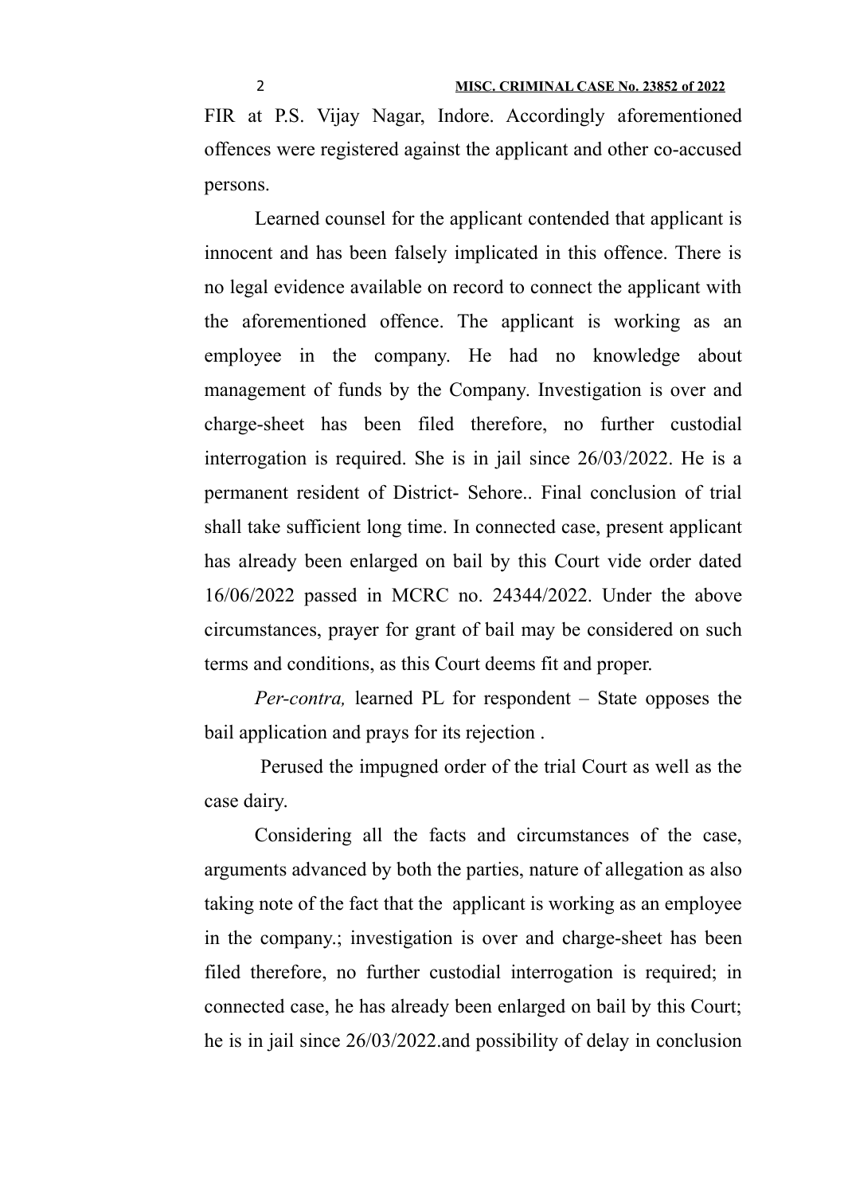FIR at P.S. Vijay Nagar, Indore. Accordingly aforementioned offences were registered against the applicant and other co-accused persons.

Learned counsel for the applicant contended that applicant is innocent and has been falsely implicated in this offence. There is no legal evidence available on record to connect the applicant with the aforementioned offence. The applicant is working as an employee in the company. He had no knowledge about management of funds by the Company. Investigation is over and charge-sheet has been filed therefore, no further custodial interrogation is required. She is in jail since 26/03/2022. He is a permanent resident of District- Sehore.. Final conclusion of trial shall take sufficient long time. In connected case, present applicant has already been enlarged on bail by this Court vide order dated 16/06/2022 passed in MCRC no. 24344/2022. Under the above circumstances, prayer for grant of bail may be considered on such terms and conditions, as this Court deems fit and proper.

*Per-contra,* learned PL for respondent – State opposes the bail application and prays for its rejection .

Perused the impugned order of the trial Court as well as the case dairy.

Considering all the facts and circumstances of the case, arguments advanced by both the parties, nature of allegation as also taking note of the fact that the applicant is working as an employee in the company.; investigation is over and charge-sheet has been filed therefore, no further custodial interrogation is required; in connected case, he has already been enlarged on bail by this Court; he is in jail since 26/03/2022.and possibility of delay in conclusion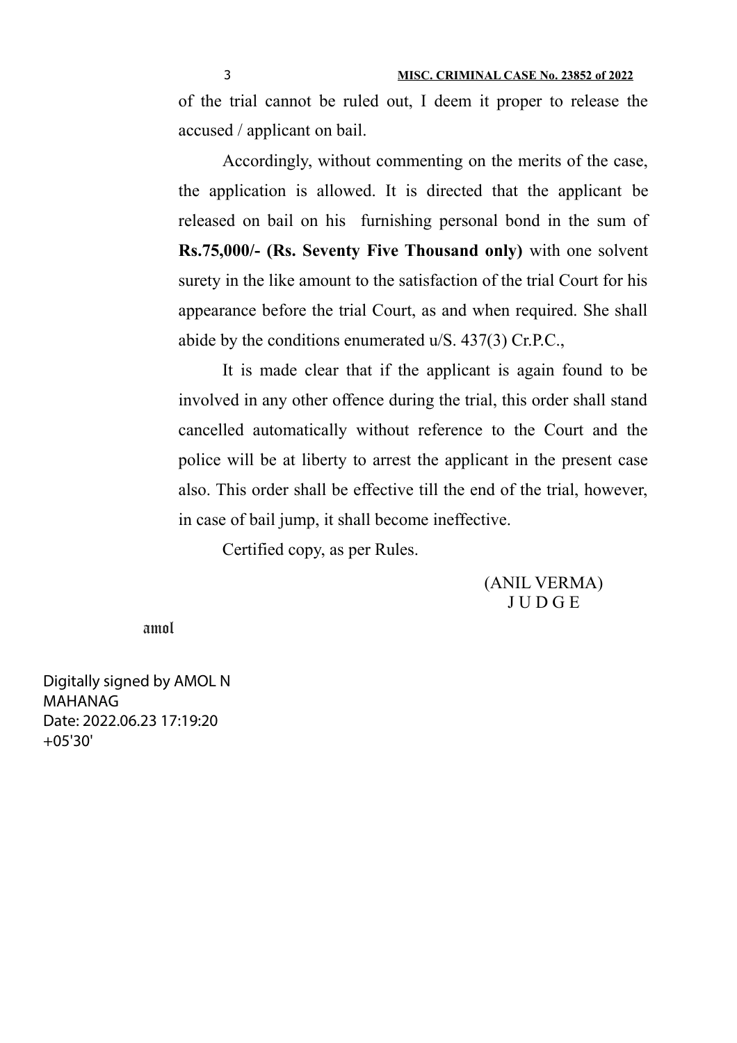of the trial cannot be ruled out, I deem it proper to release the accused / applicant on bail.

Accordingly, without commenting on the merits of the case, the application is allowed. It is directed that the applicant be released on bail on his furnishing personal bond in the sum of **Rs.75,000/- (Rs. Seventy Five Thousand only)** with one solvent surety in the like amount to the satisfaction of the trial Court for his appearance before the trial Court, as and when required. She shall abide by the conditions enumerated u/S. 437(3) Cr.P.C.,

It is made clear that if the applicant is again found to be involved in any other offence during the trial, this order shall stand cancelled automatically without reference to the Court and the police will be at liberty to arrest the applicant in the present case also. This order shall be effective till the end of the trial, however, in case of bail jump, it shall become ineffective.

Certified copy, as per Rules.

(ANIL VERMA)
J U D G E

amol

Digitally signed by AMOL N MAHANAG
Date: 2022.06.23 17:19:20 +05'30'